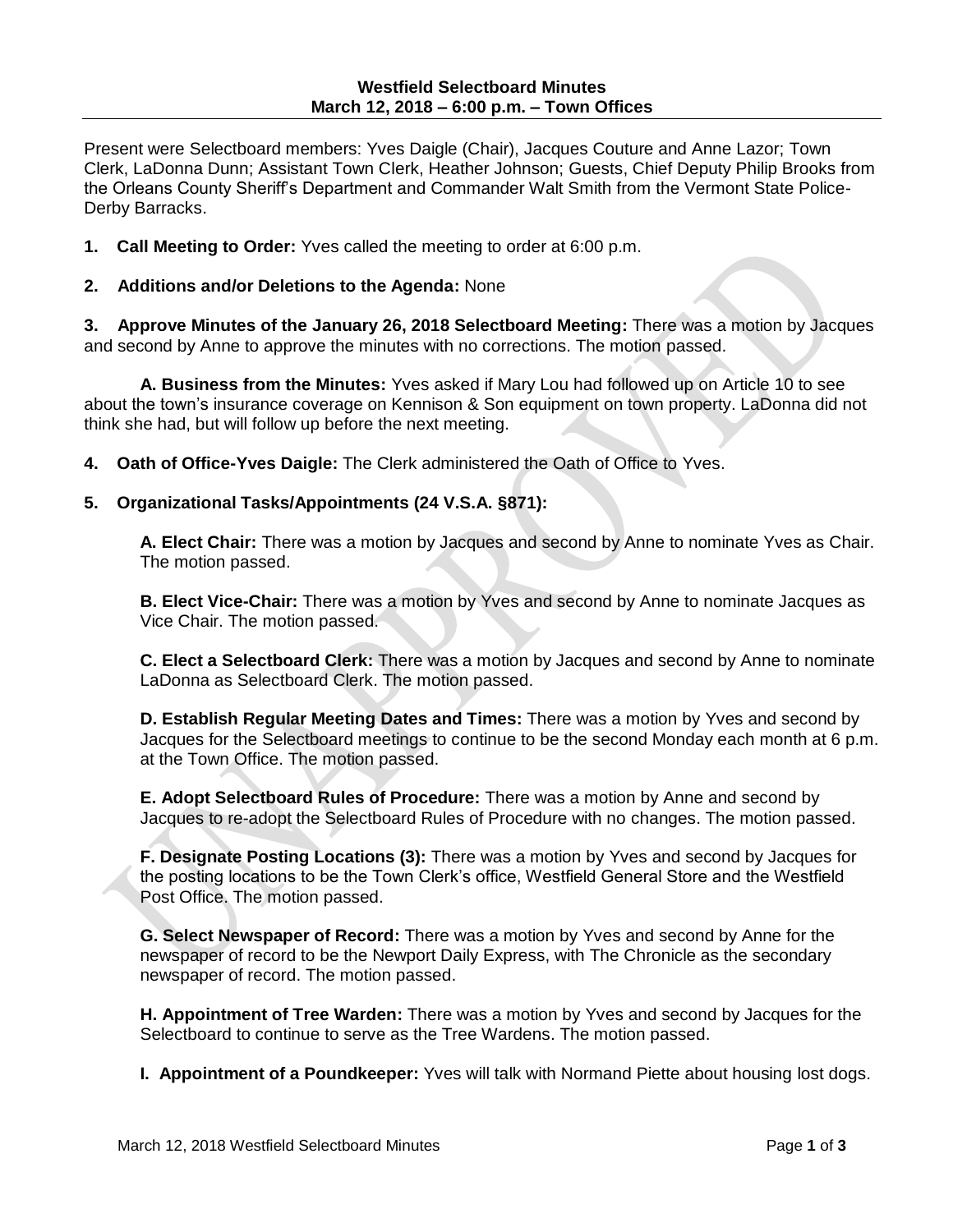**Westfield Selectboard Minutes**
**March 12, 2018 – 6:00 p.m. – Town Offices**

Present were Selectboard members: Yves Daigle (Chair), Jacques Couture and Anne Lazor; Town Clerk, LaDonna Dunn; Assistant Town Clerk, Heather Johnson; Guests, Chief Deputy Philip Brooks from the Orleans County Sheriff's Department and Commander Walt Smith from the Vermont State Police-Derby Barracks.

**1. Call Meeting to Order:** Yves called the meeting to order at 6:00 p.m.

**2. Additions and/or Deletions to the Agenda:** None

**3. Approve Minutes of the January 26, 2018 Selectboard Meeting:** There was a motion by Jacques and second by Anne to approve the minutes with no corrections. The motion passed.

**A. Business from the Minutes:** Yves asked if Mary Lou had followed up on Article 10 to see about the town's insurance coverage on Kennison & Son equipment on town property. LaDonna did not think she had, but will follow up before the next meeting.

**4. Oath of Office-Yves Daigle:** The Clerk administered the Oath of Office to Yves.

**5. Organizational Tasks/Appointments (24 V.S.A. §871):**

**A. Elect Chair:** There was a motion by Jacques and second by Anne to nominate Yves as Chair. The motion passed.

**B. Elect Vice-Chair:** There was a motion by Yves and second by Anne to nominate Jacques as Vice Chair. The motion passed.

**C. Elect a Selectboard Clerk:** There was a motion by Jacques and second by Anne to nominate LaDonna as Selectboard Clerk. The motion passed.

**D. Establish Regular Meeting Dates and Times:** There was a motion by Yves and second by Jacques for the Selectboard meetings to continue to be the second Monday each month at 6 p.m. at the Town Office. The motion passed.

**E. Adopt Selectboard Rules of Procedure:** There was a motion by Anne and second by Jacques to re-adopt the Selectboard Rules of Procedure with no changes. The motion passed.

**F. Designate Posting Locations (3):** There was a motion by Yves and second by Jacques for the posting locations to be the Town Clerk's office, Westfield General Store and the Westfield Post Office. The motion passed.

**G. Select Newspaper of Record:** There was a motion by Yves and second by Anne for the newspaper of record to be the Newport Daily Express, with The Chronicle as the secondary newspaper of record. The motion passed.

**H. Appointment of Tree Warden:** There was a motion by Yves and second by Jacques for the Selectboard to continue to serve as the Tree Wardens. The motion passed.

**I. Appointment of a Poundkeeper:** Yves will talk with Normand Piette about housing lost dogs.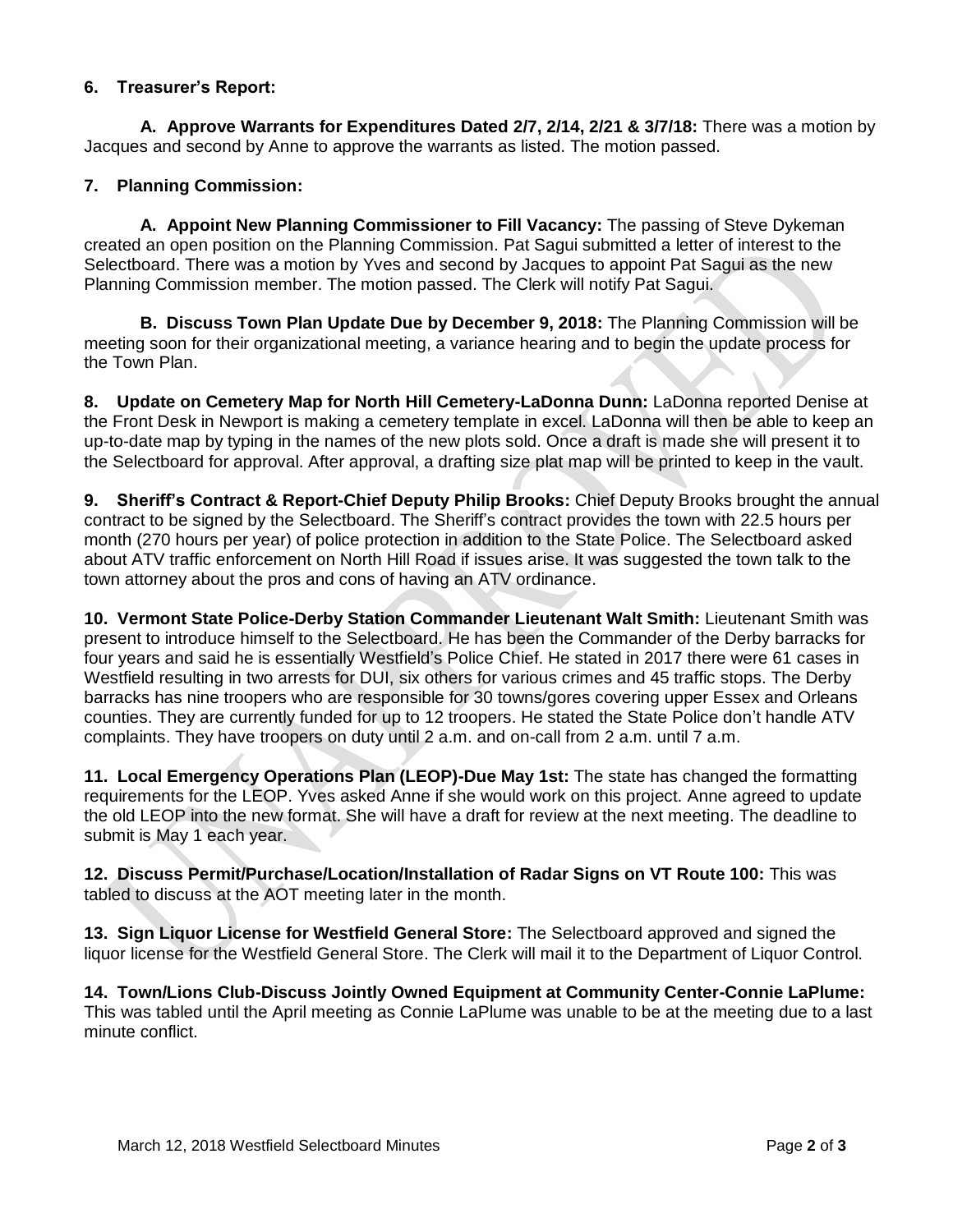**6. Treasurer's Report:**

**A. Approve Warrants for Expenditures Dated 2/7, 2/14, 2/21 & 3/7/18:** There was a motion by Jacques and second by Anne to approve the warrants as listed. The motion passed.

**7. Planning Commission:**

**A. Appoint New Planning Commissioner to Fill Vacancy:** The passing of Steve Dykeman created an open position on the Planning Commission. Pat Sagui submitted a letter of interest to the Selectboard. There was a motion by Yves and second by Jacques to appoint Pat Sagui as the new Planning Commission member. The motion passed. The Clerk will notify Pat Sagui.

**B. Discuss Town Plan Update Due by December 9, 2018:** The Planning Commission will be meeting soon for their organizational meeting, a variance hearing and to begin the update process for the Town Plan.

**8. Update on Cemetery Map for North Hill Cemetery-LaDonna Dunn:** LaDonna reported Denise at the Front Desk in Newport is making a cemetery template in excel. LaDonna will then be able to keep an up-to-date map by typing in the names of the new plots sold. Once a draft is made she will present it to the Selectboard for approval. After approval, a drafting size plat map will be printed to keep in the vault.

**9. Sheriff's Contract & Report-Chief Deputy Philip Brooks:** Chief Deputy Brooks brought the annual contract to be signed by the Selectboard. The Sheriff's contract provides the town with 22.5 hours per month (270 hours per year) of police protection in addition to the State Police. The Selectboard asked about ATV traffic enforcement on North Hill Road if issues arise. It was suggested the town talk to the town attorney about the pros and cons of having an ATV ordinance.

**10. Vermont State Police-Derby Station Commander Lieutenant Walt Smith:** Lieutenant Smith was present to introduce himself to the Selectboard. He has been the Commander of the Derby barracks for four years and said he is essentially Westfield's Police Chief. He stated in 2017 there were 61 cases in Westfield resulting in two arrests for DUI, six others for various crimes and 45 traffic stops. The Derby barracks has nine troopers who are responsible for 30 towns/gores covering upper Essex and Orleans counties. They are currently funded for up to 12 troopers. He stated the State Police don't handle ATV complaints. They have troopers on duty until 2 a.m. and on-call from 2 a.m. until 7 a.m.

**11. Local Emergency Operations Plan (LEOP)-Due May 1st:** The state has changed the formatting requirements for the LEOP. Yves asked Anne if she would work on this project. Anne agreed to update the old LEOP into the new format. She will have a draft for review at the next meeting. The deadline to submit is May 1 each year.

**12. Discuss Permit/Purchase/Location/Installation of Radar Signs on VT Route 100:** This was tabled to discuss at the AOT meeting later in the month.

**13. Sign Liquor License for Westfield General Store:** The Selectboard approved and signed the liquor license for the Westfield General Store. The Clerk will mail it to the Department of Liquor Control.

**14. Town/Lions Club-Discuss Jointly Owned Equipment at Community Center-Connie LaPlume:** This was tabled until the April meeting as Connie LaPlume was unable to be at the meeting due to a last minute conflict.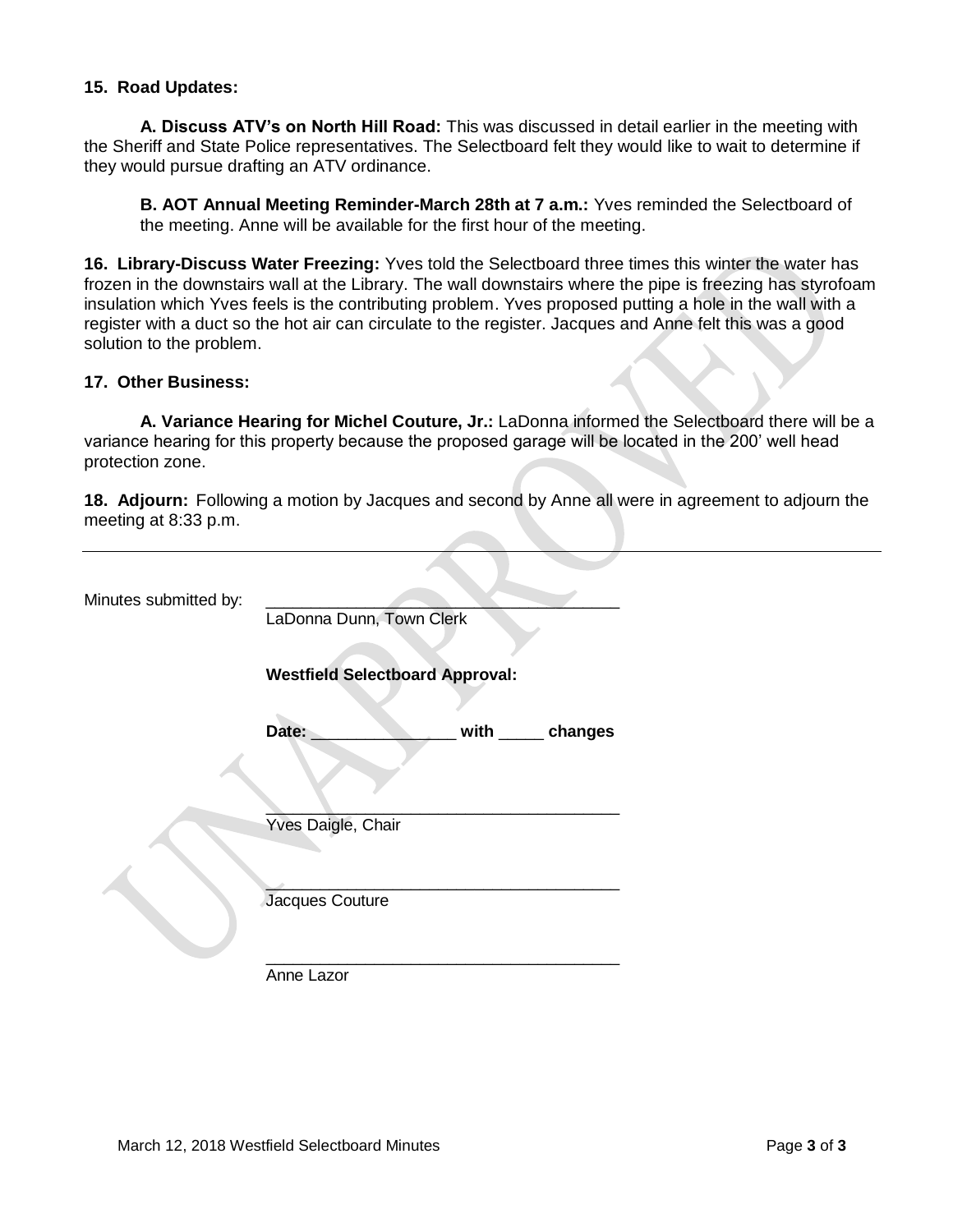**15. Road Updates:**

**A. Discuss ATV's on North Hill Road:** This was discussed in detail earlier in the meeting with the Sheriff and State Police representatives. The Selectboard felt they would like to wait to determine if they would pursue drafting an ATV ordinance.

**B. AOT Annual Meeting Reminder-March 28th at 7 a.m.:** Yves reminded the Selectboard of the meeting. Anne will be available for the first hour of the meeting.

**16. Library-Discuss Water Freezing:** Yves told the Selectboard three times this winter the water has frozen in the downstairs wall at the Library. The wall downstairs where the pipe is freezing has styrofoam insulation which Yves feels is the contributing problem. Yves proposed putting a hole in the wall with a register with a duct so the hot air can circulate to the register. Jacques and Anne felt this was a good solution to the problem.

**17. Other Business:**

**A. Variance Hearing for Michel Couture, Jr.:** LaDonna informed the Selectboard there will be a variance hearing for this property because the proposed garage will be located in the 200' well head protection zone.

**18. Adjourn:** Following a motion by Jacques and second by Anne all were in agreement to adjourn the meeting at 8:33 p.m.

---

Minutes submitted by: _______________________________________
LaDonna Dunn, Town Clerk

**Westfield Selectboard Approval:**

**Date:** _______________ **with** _____ **changes**

_______________________________________
Yves Daigle, Chair

_______________________________________
Jacques Couture

_______________________________________
Anne Lazor

March 12, 2018 Westfield Selectboard Minutes